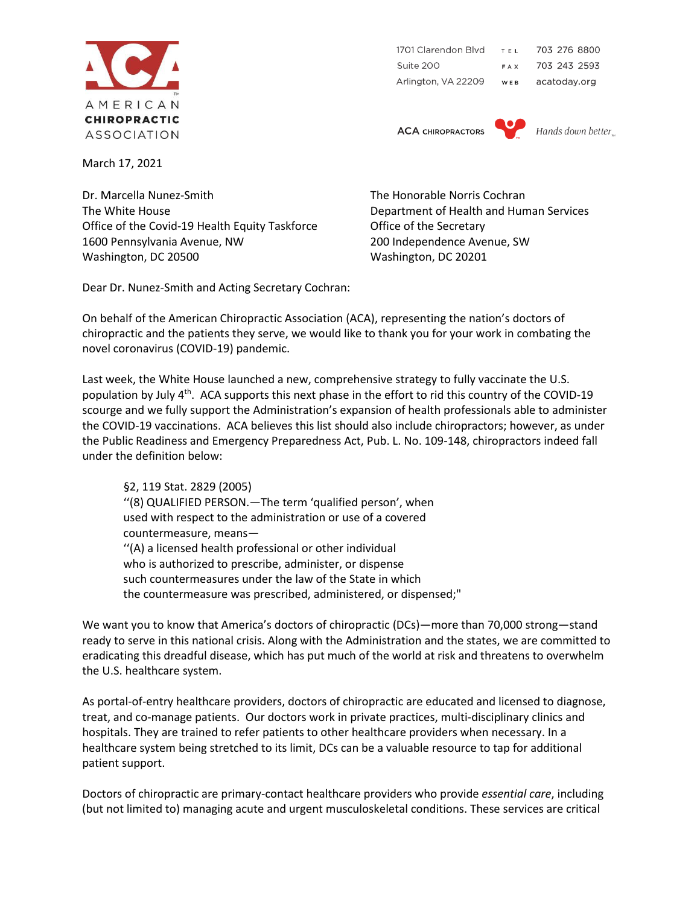AMERICAN
**CHIROPRACTIC**
ASSOCIATION

1701 Clarendon Blvd
Suite 200
Arlington, VA 22209

TEL 703 276 8800
FAX 703 243 2593
WEB acatoday.org

ACA CHIROPRACTORS *Hands down better*

March 17, 2021

Dr. Marcella Nunez-Smith
The White House
Office of the Covid-19 Health Equity Taskforce
1600 Pennsylvania Avenue, NW
Washington, DC 20500

The Honorable Norris Cochran
Department of Health and Human Services
Office of the Secretary
200 Independence Avenue, SW
Washington, DC 20201

Dear Dr. Nunez-Smith and Acting Secretary Cochran:

On behalf of the American Chiropractic Association (ACA), representing the nation's doctors of chiropractic and the patients they serve, we would like to thank you for your work in combating the novel coronavirus (COVID-19) pandemic.

Last week, the White House launched a new, comprehensive strategy to fully vaccinate the U.S. population by July 4th. ACA supports this next phase in the effort to rid this country of the COVID-19 scourge and we fully support the Administration's expansion of health professionals able to administer the COVID-19 vaccinations. ACA believes this list should also include chiropractors; however, as under the Public Readiness and Emergency Preparedness Act, Pub. L. No. 109-148, chiropractors indeed fall under the definition below:

> §2, 119 Stat. 2829 (2005)
> ''(8) QUALIFIED PERSON.—The term 'qualified person', when used with respect to the administration or use of a covered countermeasure, means—
> ''(A) a licensed health professional or other individual who is authorized to prescribe, administer, or dispense such countermeasures under the law of the State in which the countermeasure was prescribed, administered, or dispensed;"

We want you to know that America's doctors of chiropractic (DCs)—more than 70,000 strong—stand ready to serve in this national crisis. Along with the Administration and the states, we are committed to eradicating this dreadful disease, which has put much of the world at risk and threatens to overwhelm the U.S. healthcare system.

As portal-of-entry healthcare providers, doctors of chiropractic are educated and licensed to diagnose, treat, and co-manage patients. Our doctors work in private practices, multi-disciplinary clinics and hospitals. They are trained to refer patients to other healthcare providers when necessary. In a healthcare system being stretched to its limit, DCs can be a valuable resource to tap for additional patient support.

Doctors of chiropractic are primary-contact healthcare providers who provide *essential care*, including (but not limited to) managing acute and urgent musculoskeletal conditions. These services are critical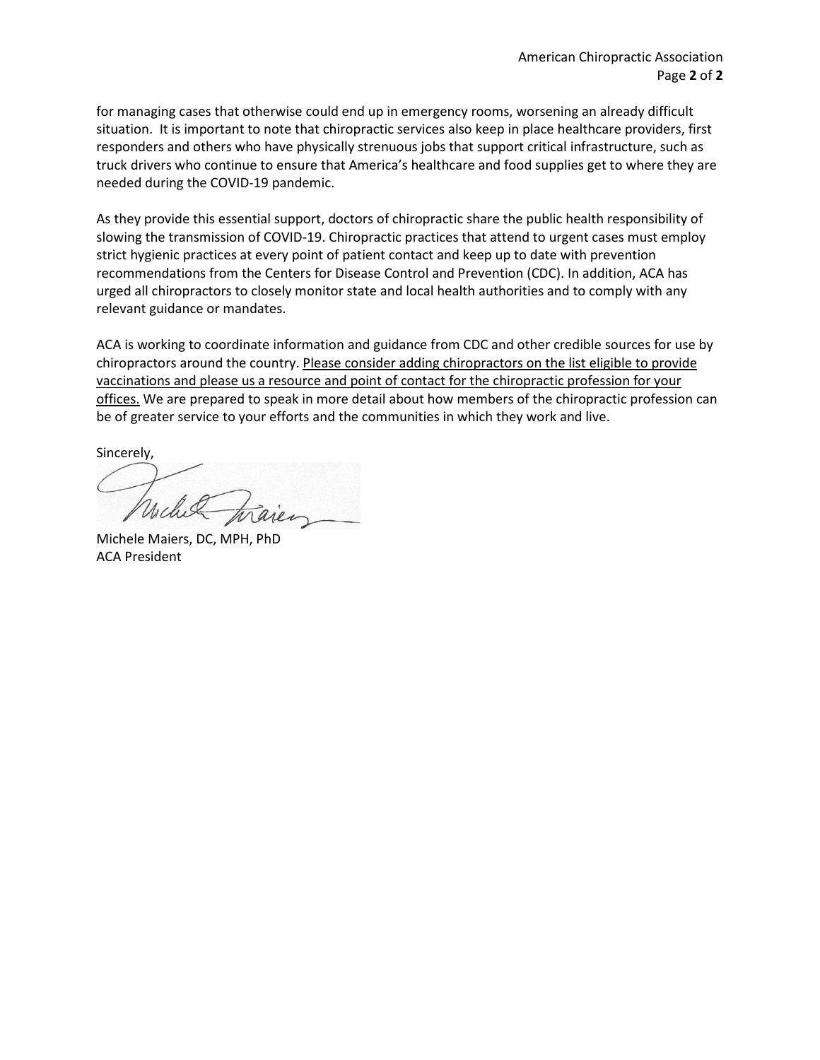for managing cases that otherwise could end up in emergency rooms, worsening an already difficult situation. It is important to note that chiropractic services also keep in place healthcare providers, first responders and others who have physically strenuous jobs that support critical infrastructure, such as truck drivers who continue to ensure that America's healthcare and food supplies get to where they are needed during the COVID-19 pandemic.

As they provide this essential support, doctors of chiropractic share the public health responsibility of slowing the transmission of COVID-19. Chiropractic practices that attend to urgent cases must employ strict hygienic practices at every point of patient contact and keep up to date with prevention recommendations from the Centers for Disease Control and Prevention (CDC). In addition, ACA has urged all chiropractors to closely monitor state and local health authorities and to comply with any relevant guidance or mandates.

ACA is working to coordinate information and guidance from CDC and other credible sources for use by chiropractors around the country. <u>Please consider adding chiropractors on the list eligible to provide vaccinations and please us a resource and point of contact for the chiropractic profession for your offices.</u> We are prepared to speak in more detail about how members of the chiropractic profession can be of greater service to your efforts and the communities in which they work and live.

Sincerely,

Michele Maiers, DC, MPH, PhD
ACA President